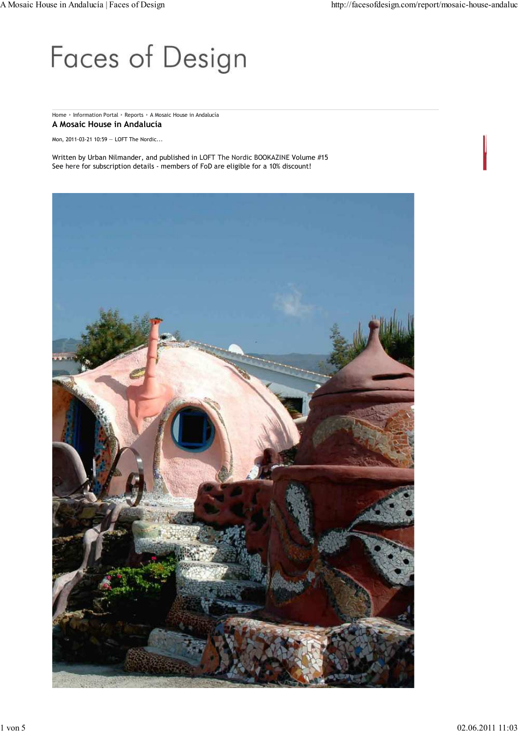# Faces of Design

Home › Information Portal › Reports › A Mosaic House in Andalucia

## A Mosaic House in Andalucía

Mon, 2011-03-21 10:59 — LOFT The Nordic...

Written by Urban Nilmander, and published in LOFT The Nordic BOOKAZINE Volume #15
See here for subscription details - members of FoD are eligible for a 10% discount!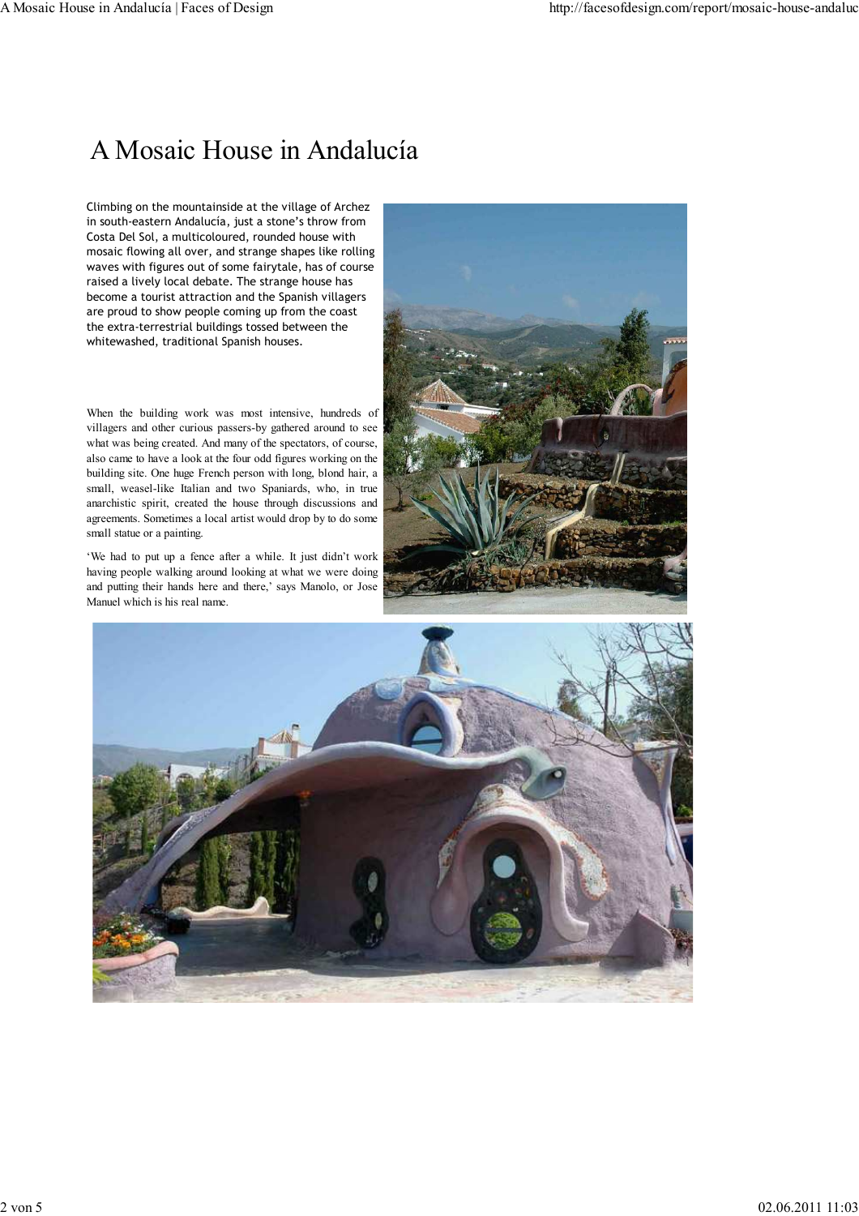# A Mosaic House in Andalucía

Climbing on the mountainside at the village of Archez in south-eastern Andalucía, just a stone's throw from Costa Del Sol, a multicoloured, rounded house with mosaic flowing all over, and strange shapes like rolling waves with figures out of some fairytale, has of course raised a lively local debate. The strange house has become a tourist attraction and the Spanish villagers are proud to show people coming up from the coast the extra-terrestrial buildings tossed between the whitewashed, traditional Spanish houses.

When the building work was most intensive, hundreds of villagers and other curious passers-by gathered around to see what was being created. And many of the spectators, of course, also came to have a look at the four odd figures working on the building site. One huge French person with long, blond hair, a small, weasel-like Italian and two Spaniards, who, in true anarchistic spirit, created the house through discussions and agreements. Sometimes a local artist would drop by to do some small statue or a painting.

'We had to put up a fence after a while. It just didn't work having people walking around looking at what we were doing and putting their hands here and there,' says Manolo, or Jose Manuel which is his real name.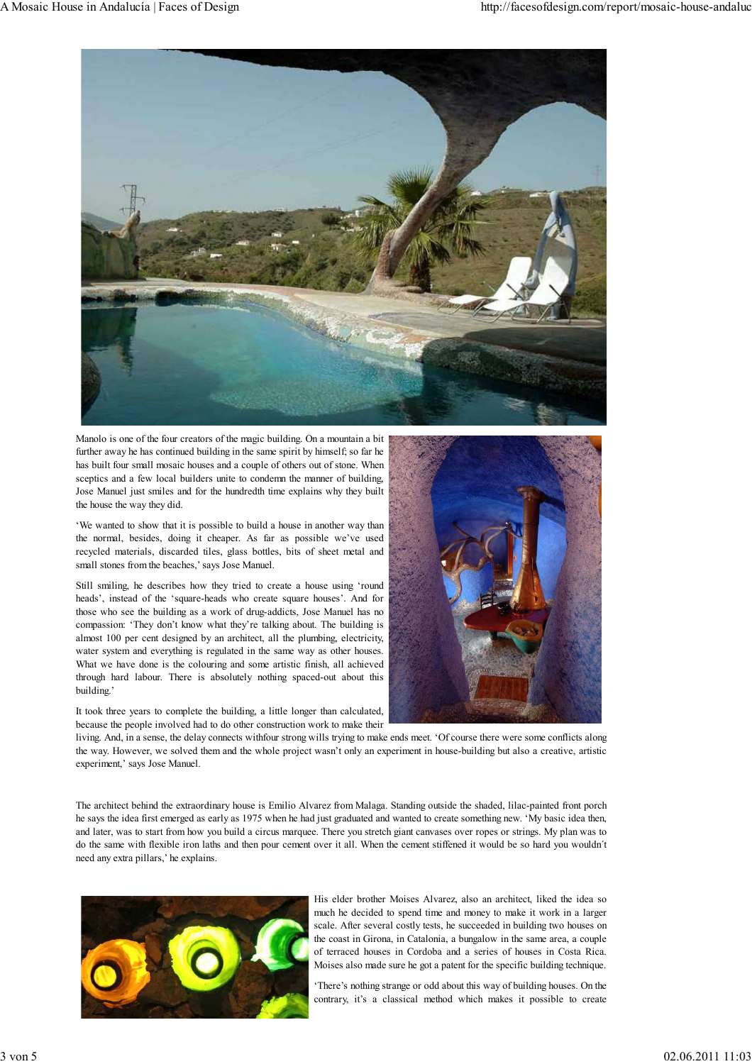Manolo is one of the four creators of the magic building. On a mountain a bit further away he has continued building in the same spirit by himself; so far he has built four small mosaic houses and a couple of others out of stone. When sceptics and a few local builders unite to condemn the manner of building, Jose Manuel just smiles and for the hundredth time explains why they built the house the way they did.

'We wanted to show that it is possible to build a house in another way than the normal, besides, doing it cheaper. As far as possible we've used recycled materials, discarded tiles, glass bottles, bits of sheet metal and small stones from the beaches,' says Jose Manuel.

Still smiling, he describes how they tried to create a house using 'round heads', instead of the 'square-heads who create square houses'. And for those who see the building as a work of drug-addicts, Jose Manuel has no compassion: 'They don't know what they're talking about. The building is almost 100 per cent designed by an architect, all the plumbing, electricity, water system and everything is regulated in the same way as other houses. What we have done is the colouring and some artistic finish, all achieved through hard labour. There is absolutely nothing spaced-out about this building.'

It took three years to complete the building, a little longer than calculated, because the people involved had to do other construction work to make their living. And, in a sense, the delay connects withfour strong wills trying to make ends meet. 'Of course there were some conflicts along the way. However, we solved them and the whole project wasn't only an experiment in house-building but also a creative, artistic experiment,' says Jose Manuel.

The architect behind the extraordinary house is Emilio Alvarez from Malaga. Standing outside the shaded, lilac-painted front porch he says the idea first emerged as early as 1975 when he had just graduated and wanted to create something new. 'My basic idea then, and later, was to start from how you build a circus marquee. There you stretch giant canvases over ropes or strings. My plan was to do the same with flexible iron laths and then pour cement over it all. When the cement stiffened it would be so hard you wouldn´t need any extra pillars,' he explains.

His elder brother Moises Alvarez, also an architect, liked the idea so much he decided to spend time and money to make it work in a larger scale. After several costly tests, he succeeded in building two houses on the coast in Girona, in Catalonia, a bungalow in the same area, a couple of terraced houses in Cordoba and a series of houses in Costa Rica. Moises also made sure he got a patent for the specific building technique.

'There's nothing strange or odd about this way of building houses. On the contrary, it's a classical method which makes it possible to create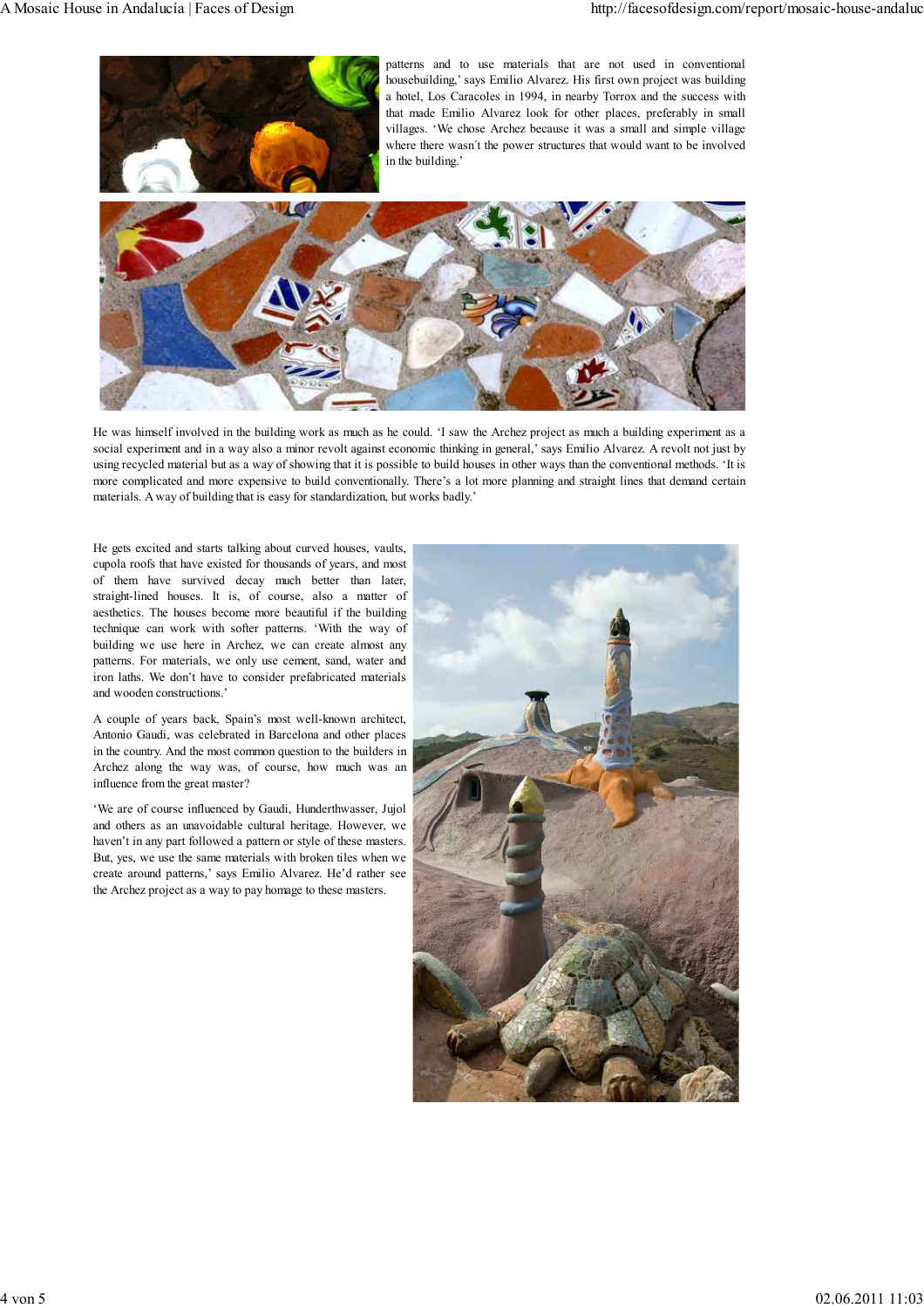patterns and to use materials that are not used in conventional housebuilding,' says Emilio Alvarez. His first own project was building a hotel, Los Caracoles in 1994, in nearby Torrox and the success with that made Emilio Alvarez look for other places, preferably in small villages. 'We chose Archez because it was a small and simple village where there wasn't the power structures that would want to be involved in the building.'

He was himself involved in the building work as much as he could. 'I saw the Archez project as much a building experiment as a social experiment and in a way also a minor revolt against economic thinking in general,' says Emilio Alvarez. A revolt not just by using recycled material but as a way of showing that it is possible to build houses in other ways than the conventional methods. 'It is more complicated and more expensive to build conventionally. There's a lot more planning and straight lines that demand certain materials. A way of building that is easy for standardization, but works badly.'

He gets excited and starts talking about curved houses, vaults, cupola roofs that have existed for thousands of years, and most of them have survived decay much better than later, straight-lined houses. It is, of course, also a matter of aesthetics. The houses become more beautiful if the building technique can work with softer patterns. 'With the way of building we use here in Archez, we can create almost any patterns. For materials, we only use cement, sand, water and iron laths. We don't have to consider prefabricated materials and wooden constructions.'

A couple of years back, Spain's most well-known architect, Antonio Gaudi, was celebrated in Barcelona and other places in the country. And the most common question to the builders in Archez along the way was, of course, how much was an influence from the great master?

'We are of course influenced by Gaudi, Hunderthwasser, Jujol and others as an unavoidable cultural heritage. However, we haven't in any part followed a pattern or style of these masters. But, yes, we use the same materials with broken tiles when we create around patterns,' says Emilio Alvarez. He'd rather see the Archez project as a way to pay homage to these masters.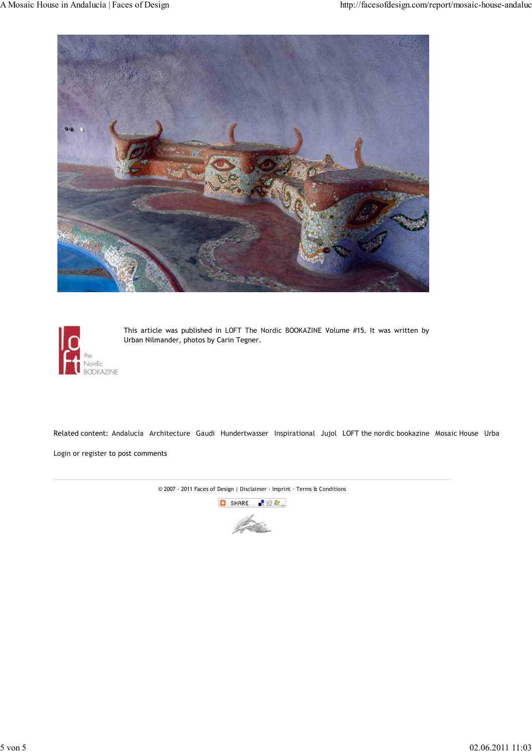This article was published in LOFT The Nordic BOOKAZINE Volume #15. It was written by Urban Nilmander, photos by Carin Tegner.

Related content: Andalucía Architecture Gaudi Hundertwasser Inspirational Jujol LOFT the nordic bookazine Mosaic House Urba

Login or register to post comments

© 2007 - 2011 Faces of Design | Disclaimer · Imprint · Terms & Conditions